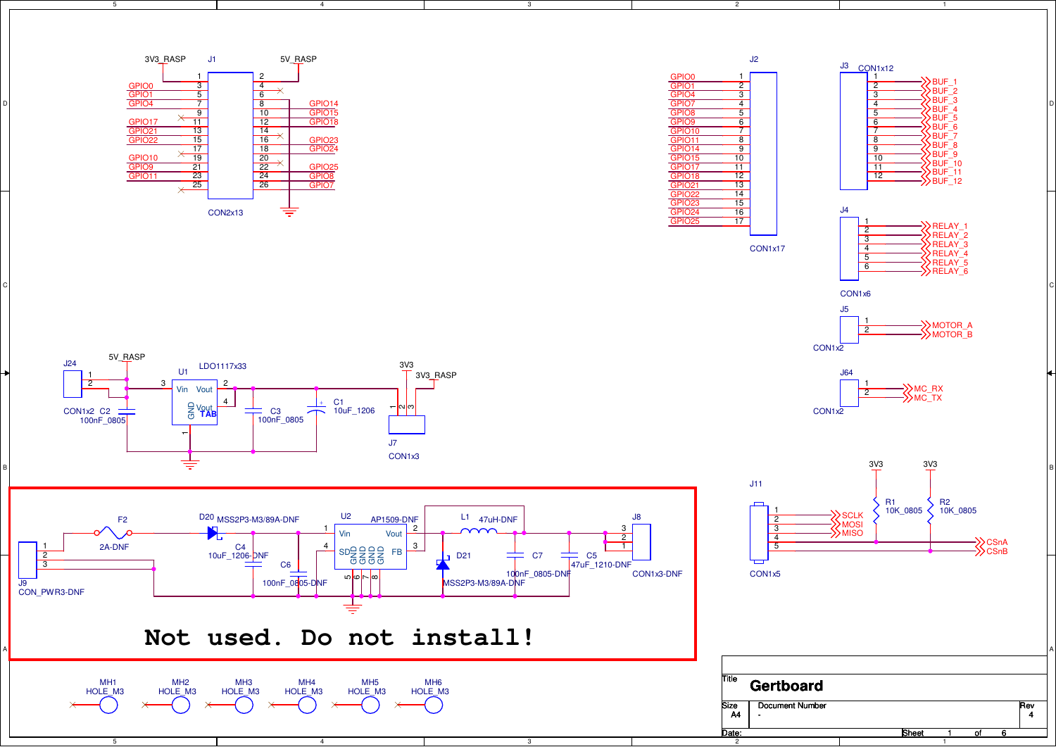**J1** (CON2x13)

3V3_RASP — 5V_RASP

| Signal | Pin | Pin | Signal |
|---|---|---|---|
| 3V3_RASP | 1 | 2 | 5V_RASP |
| GPIO0 | 3 | 4 | |
| GPIO1 | 5 | 6 | |
| GPIO4 | 7 | 8 | GPIO14 |
| | 9 | 10 | GPIO15 |
| GPIO17 | 11 | 12 | GPIO18 |
| GPIO21 | 13 | 14 | |
| GPIO22 | 15 | 16 | GPIO23 |
| | 17 | 18 | GPIO24 |
| GPIO10 | 19 | 20 | |
| GPIO9 | 21 | 22 | GPIO25 |
| GPIO11 | 23 | 24 | GPIO8 |
| | 25 | 26 | GPIO7 |

**J2** (CON1x17)

| Signal | Pin |
|---|---|
| GPIO0 | 1 |
| GPIO1 | 2 |
| GPIO4 | 3 |
| GPIO7 | 4 |
| GPIO8 | 5 |
| GPIO9 | 6 |
| GPIO10 | 7 |
| GPIO11 | 8 |
| GPIO14 | 9 |
| GPIO15 | 10 |
| GPIO17 | 11 |
| GPIO18 | 12 |
| GPIO21 | 13 |
| GPIO22 | 14 |
| GPIO23 | 15 |
| GPIO24 | 16 |
| GPIO25 | 17 |

**J3** (CON1x12)

| Pin | Signal |
|---|---|
| 1 | |
| 2 | BUF_1 |
| 3 | BUF_2 |
| 4 | BUF_3 |
| 5 | BUF_4 |
| 6 | BUF_5 |
| 7 | BUF_6 |
| 8 | BUF_7 |
| 9 | BUF_8 |
| 10 | BUF_9 |
| 11 | BUF_10 |
| 12 | BUF_11 |
| | BUF_12 |

**J4** (CON1x6)

| Pin | Signal |
|---|---|
| 1 | RELAY_1 |
| 2 | RELAY_2 |
| 3 | RELAY_3 |
| 4 | RELAY_4 |
| 5 | RELAY_5 |
| 6 | RELAY_6 |

**J5** (CON1x2): 1 — MOTOR_A, 2 — MOTOR_B

**J64** (CON1x2): 1 — MC_RX, 2 — MC_TX

**J11** (CON1x5): 1 — , 2 — SCLK, 3 — MOSI, 4 — MISO / CSnA, 5 — CSnB

R1 10K_0805 (3V3), R2 10K_0805 (3V3)

**Power supply**

J24 CON1x2 — 5V_RASP; C2 100nF_0805

U1 LDO1117x33 (Vin, Vout, GND, Vout TAB)

C3 100nF_0805; C1 10uF_1206

J7 CON1x3 — 3V3, 3V3_RASP

**Not used. Do not install!**

J9 CON_PWR3-DNF; F2 2A-DNF; D20 MSS2P3-M3/89A-DNF; C4 10uF_1206-DNF; C6 100nF_0805-DNF; U2 AP1509-DNF (Vin, Vout, SD, GND, FB); L1 47uH-DNF; D21 MSS2P3-M3/89A-DNF; C7 100nF_0805-DNF; C5 47uF_1210-DNF; J8 CON1x3-DNF

MH1 HOLE_M3, MH2 HOLE_M3, MH3 HOLE_M3, MH4 HOLE_M3, MH5 HOLE_M3, MH6 HOLE_M3

| Title | Gertboard | |
|---|---|---|
| Size A4 | Document Number - | Rev 4 |
| Date: | Sheet 1 of 6 | |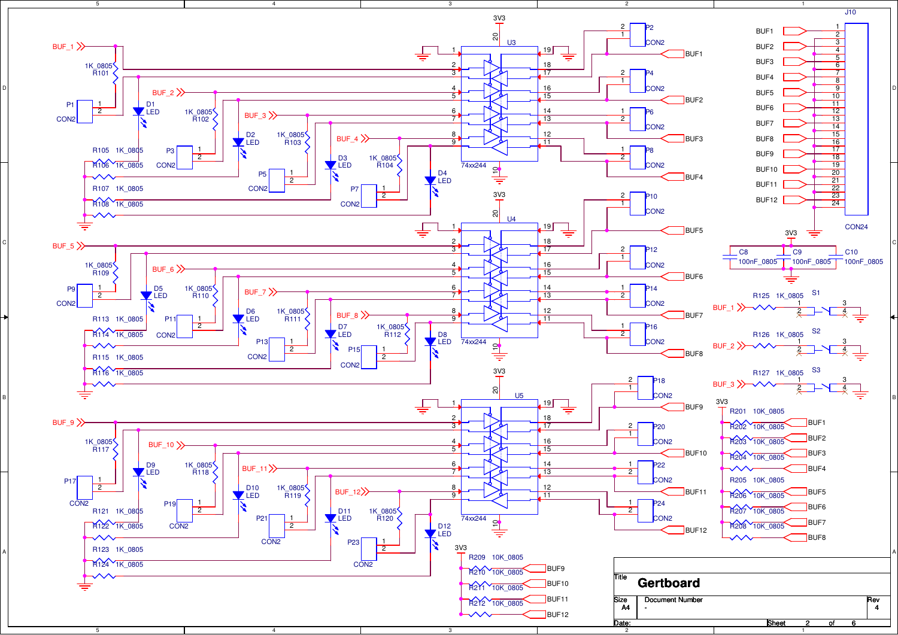**Gertboard**

| Title | Gertboard | |
|---|---|---|
| Size | Document Number | Rev |
| A4 | - | 4 |
| Date: | Sheet 2 of 6 | |

BUF_1, BUF_2, BUF_3, BUF_4, BUF_5, BUF_6, BUF_7, BUF_8, BUF_9, BUF_10, BUF_11, BUF_12

U3 74xx244, U4 74xx244, U5 74xx244 (3V3 pin 20, GND pin 10)

R101–R120 1K_0805; R121–R127 1K_0805; R201–R212 10K_0805

D1–D12 LED

P1–P24 CON2

J10 CON24 (pins 1–24: BUF1–BUF12)

C8, C9, C10 100nF_0805 (3V3)

S1, S2, S3 (BUF_1, BUF_2, BUF_3 via R125, R126, R127 1K_0805)

BUF1–BUF8 pulled up to 3V3 via R201–R208 10K_0805

BUF9–BUF12 pulled up to 3V3 via R209–R212 10K_0805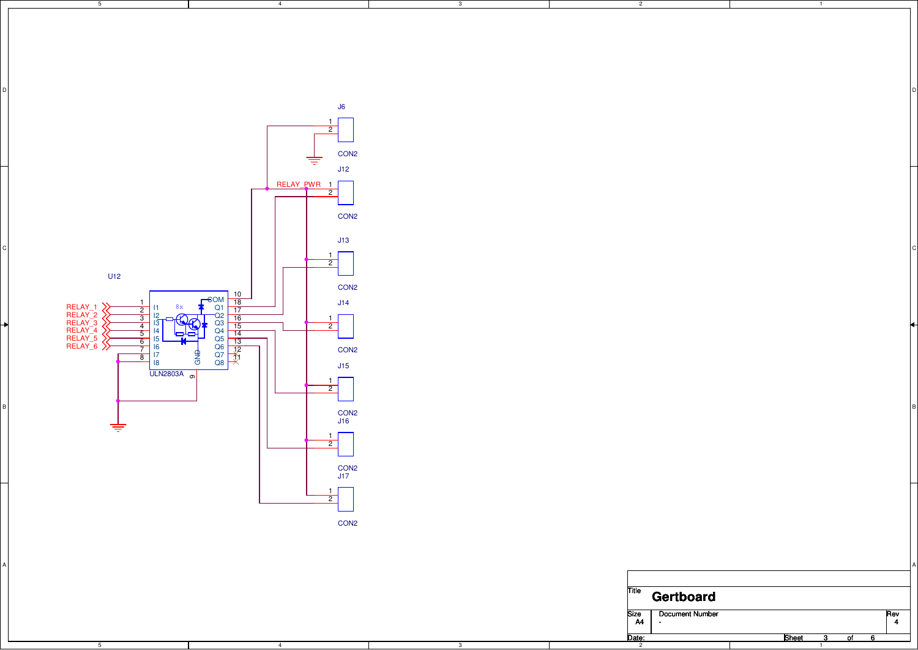J6

1
2

CON2

J12

RELAY_PWR 1
2

CON2

J13

1
2

CON2

U12

J14

| Pin | Name | | Name | Pin |
|---|---|---|---|---|
| | | | COM | 10 |
| 1 | I1 | | Q1 | 18 |
| 2 | I2 | | Q2 | 17 |
| 3 | I3 | | Q3 | 16 |
| 4 | I4 | | Q4 | 15 |
| 5 | I5 | | Q5 | 14 |
| 6 | I6 | | Q6 | 13 |
| 7 | I7 | | Q7 | 12 |
| 8 | I8 | | Q8 | 11 |
| | GND | 9 | | |

RELAY_1
RELAY_2
RELAY_3
RELAY_4
RELAY_5
RELAY_6

8x

ULN2803A

1
2

CON2

J15

1
2

CON2

J16

1
2

CON2

J17

1
2

CON2

Title: **Gertboard**

Size: A4

Document Number: -

Rev: 4

Date:

Sheet 3 of 6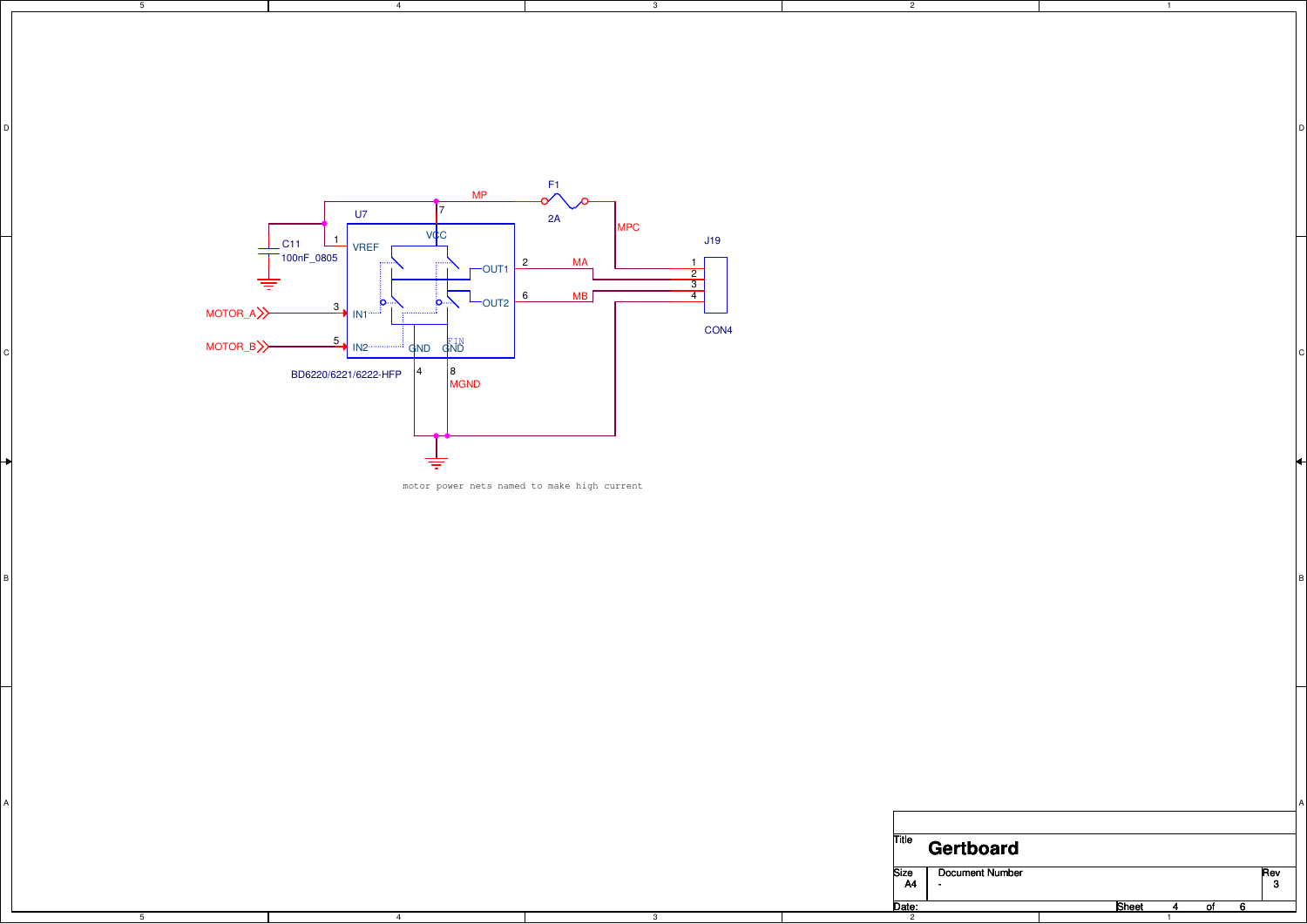MP

F1

2A

MPC

U7

7

VCC

C11

100nF_0805

1

VREF

OUT1

2

MA

J19

1

2

3

4

MOTOR_A

3

IN1

OUT2

6

MB

CON4

MOTOR_B

5

IN2

GND

FIN GND

BD6220/6221/6222-HFP

4

8

MGND

motor power nets named to make high current

Title **Gertboard**

Size A4

Document Number -

Rev 3

Date:

Sheet 4 of 6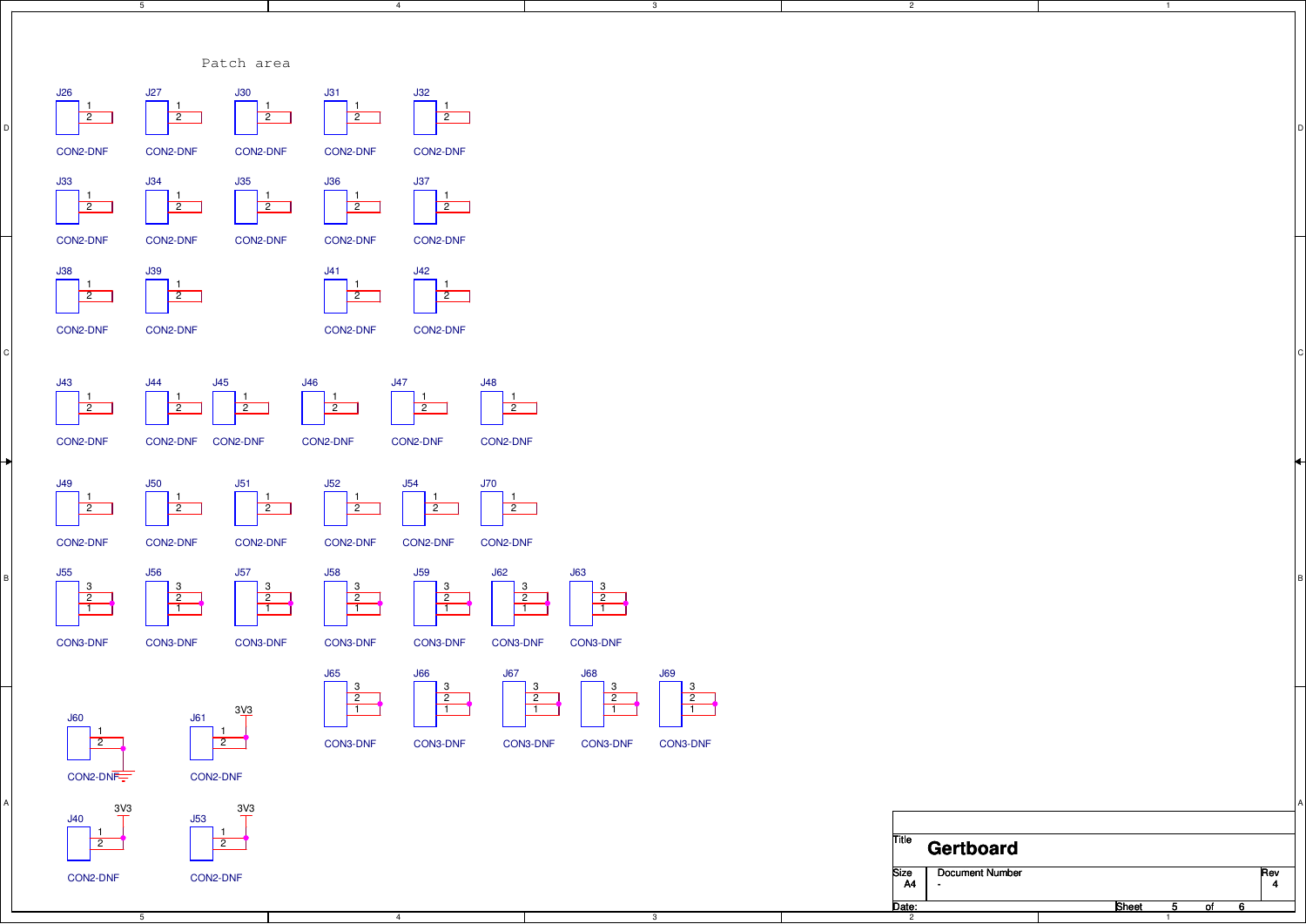Patch area

J26 J27 J30 J31 J32

CON2-DNF CON2-DNF CON2-DNF CON2-DNF CON2-DNF

J33 J34 J35 J36 J37

CON2-DNF CON2-DNF CON2-DNF CON2-DNF CON2-DNF

J38 J39 J41 J42

CON2-DNF CON2-DNF CON2-DNF CON2-DNF

J43 J44 J45 J46 J47 J48

CON2-DNF CON2-DNF CON2-DNF CON2-DNF CON2-DNF CON2-DNF

J49 J50 J51 J52 J54 J70

CON2-DNF CON2-DNF CON2-DNF CON2-DNF CON2-DNF CON2-DNF

J55 J56 J57 J58 J59 J62 J63

CON3-DNF CON3-DNF CON3-DNF CON3-DNF CON3-DNF CON3-DNF CON3-DNF

J65 J66 J67 J68 J69

CON3-DNF CON3-DNF CON3-DNF CON3-DNF CON3-DNF

J60 CON2-DNF

J61 3V3 CON2-DNF

J40 3V3 CON2-DNF

J53 3V3 CON2-DNF

| Title | Gertboard | |
|---|---|---|
| Size A4 | Document Number - | Rev 4 |
| Date: | | Sheet 5 of 6 |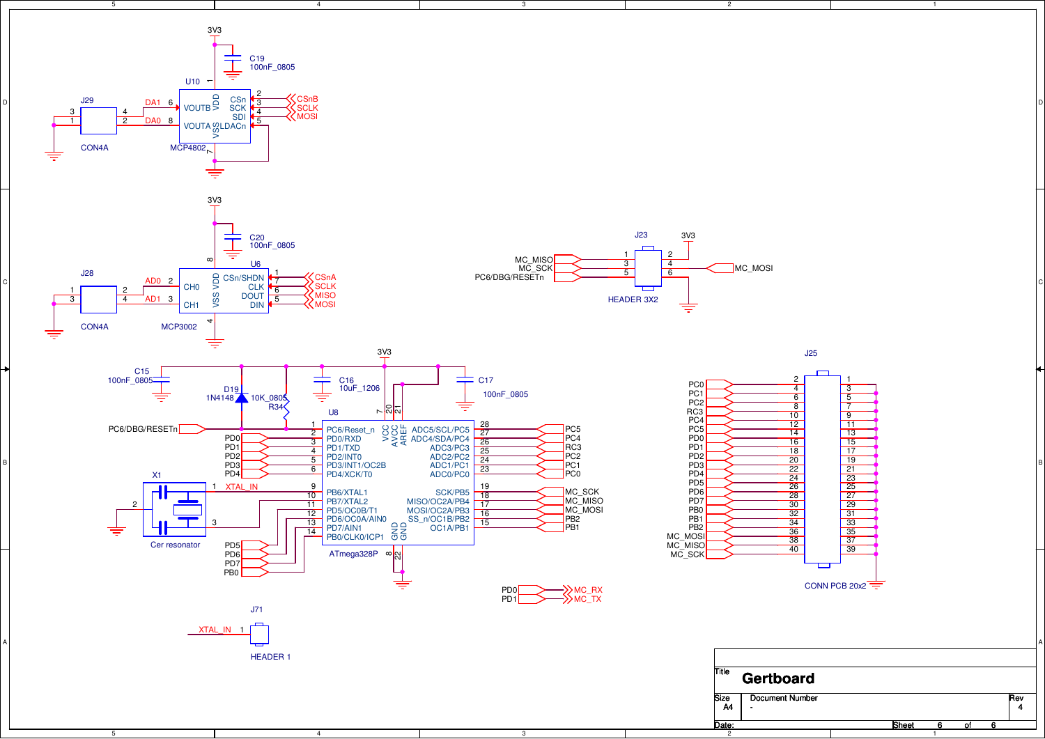3V3

C19
100nF_0805

U10

J29

3 1 4 2

DA1 6 VOUTB
DA0 8 VOUTA

VDD 1
VSS 7

CSn 2
SCK 3
SDI 4
LDACn 5

CSnB
SCLK
MOSI

CON4A

MCP4802

3V3

C20
100nF_0805

J28

U6

1 3 2 4

AD0 2 CH0
AD1 3 CH1

VDD 8
VSS 4

CSn/SHDN 1
CLK 7
DOUT 6
DIN 5

CSnA
SCLK
MISO
MOSI

CON4A

MCP3002

J23

3V3

MC_MISO 1 2
MC_SCK 3 4 MC_MOSI
PC6/DBG/RESETn 5 6

HEADER 3X2

3V3

C15
100nF_0805

D19
1N4148

10K_0805
R34

C16
10uF_1206

C17
100nF_0805

U8

PC6/DBG/RESETn 1 PC6/Reset_n

| Net | Pin | Function |
|---|---|---|
| PD0 | 2 | PD0/RXD |
| PD1 | 3 | PD1/TXD |
| PD2 | 4 | PD2/INT0 |
| PD3 | 5 | PD3/INT1/OC2B |
| PD4 | 6 | PD4/XCK/T0 |
| XTAL_IN | 9 | PB6/XTAL1 |
| | 10 | PB7/XTAL2 |
| PD5 | 11 | PD5/OC0B/T1 |
| PD6 | 12 | PD6/OC0A/AIN0 |
| PD7 | 13 | PD7/AIN1 |
| PB0 | 14 | PB0/CLK0/ICP1 |

VCC 7, AVCC 20, AREF 21, GND 8, GND 22

| Function | Pin | Net |
|---|---|---|
| ADC5/SCL/PC5 | 28 | PC5 |
| ADC4/SDA/PC4 | 27 | PC4 |
| ADC3/PC3 | 26 | RC3 |
| ADC2/PC2 | 25 | PC2 |
| ADC1/PC1 | 24 | PC1 |
| ADC0/PC0 | 23 | PC0 |
| SCK/PB5 | 19 | MC_SCK |
| MISO/OC2A/PB4 | 18 | MC_MISO |
| MOSI/OC2A/PB3 | 17 | MC_MOSI |
| SS_n/OC1B/PB2 | 16 | PB2 |
| OC1A/PB1 | 15 | PB1 |

ATmega328P

X1

Cer resonator

1 2 3

PD0 → MC_RX
PD1 → MC_TX

J71

XTAL_IN 1

HEADER 1

J25

| Net | Pin | Pin |
|---|---|---|
| PC0 | 2 | 1 |
| PC1 | 4 | 3 |
| PC2 | 6 | 5 |
| RC3 | 8 | 7 |
| PC4 | 10 | 9 |
| PC5 | 12 | 11 |
| PD0 | 14 | 13 |
| PD1 | 16 | 15 |
| PD2 | 18 | 17 |
| PD3 | 20 | 19 |
| PD4 | 22 | 21 |
| PD5 | 24 | 23 |
| PD6 | 26 | 25 |
| PD7 | 28 | 27 |
| PB0 | 30 | 29 |
| PB1 | 32 | 31 |
| PB2 | 34 | 33 |
| MC_MOSI | 36 | 35 |
| MC_MISO | 38 | 37 |
| MC_SCK | 40 | 39 |

CONN PCB 20x2

| | | |
|---|---|---|
| Title | **Gertboard** | |
| Size A4 | Document Number - | Rev 4 |
| Date: | Sheet 6 of 6 | |